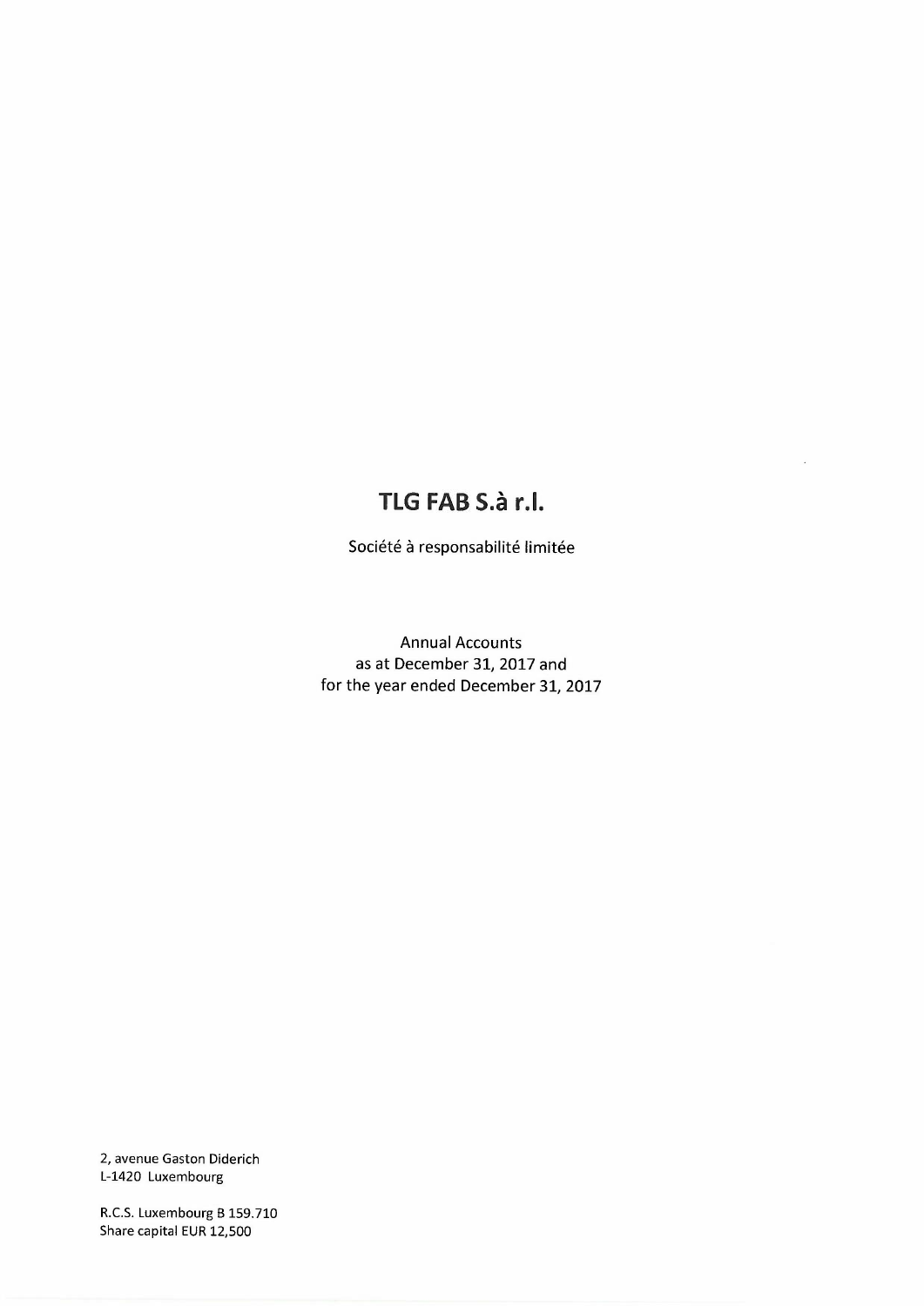# TLG FAB S.à r.l.

Société à responsabilité limitée

Annual Accounts
as at December 31, 2017 and
for the year ended December 31, 2017

2, avenue Gaston Diderich
L-1420 Luxembourg

R.C.S. Luxembourg B 159.710
Share capital EUR 12,500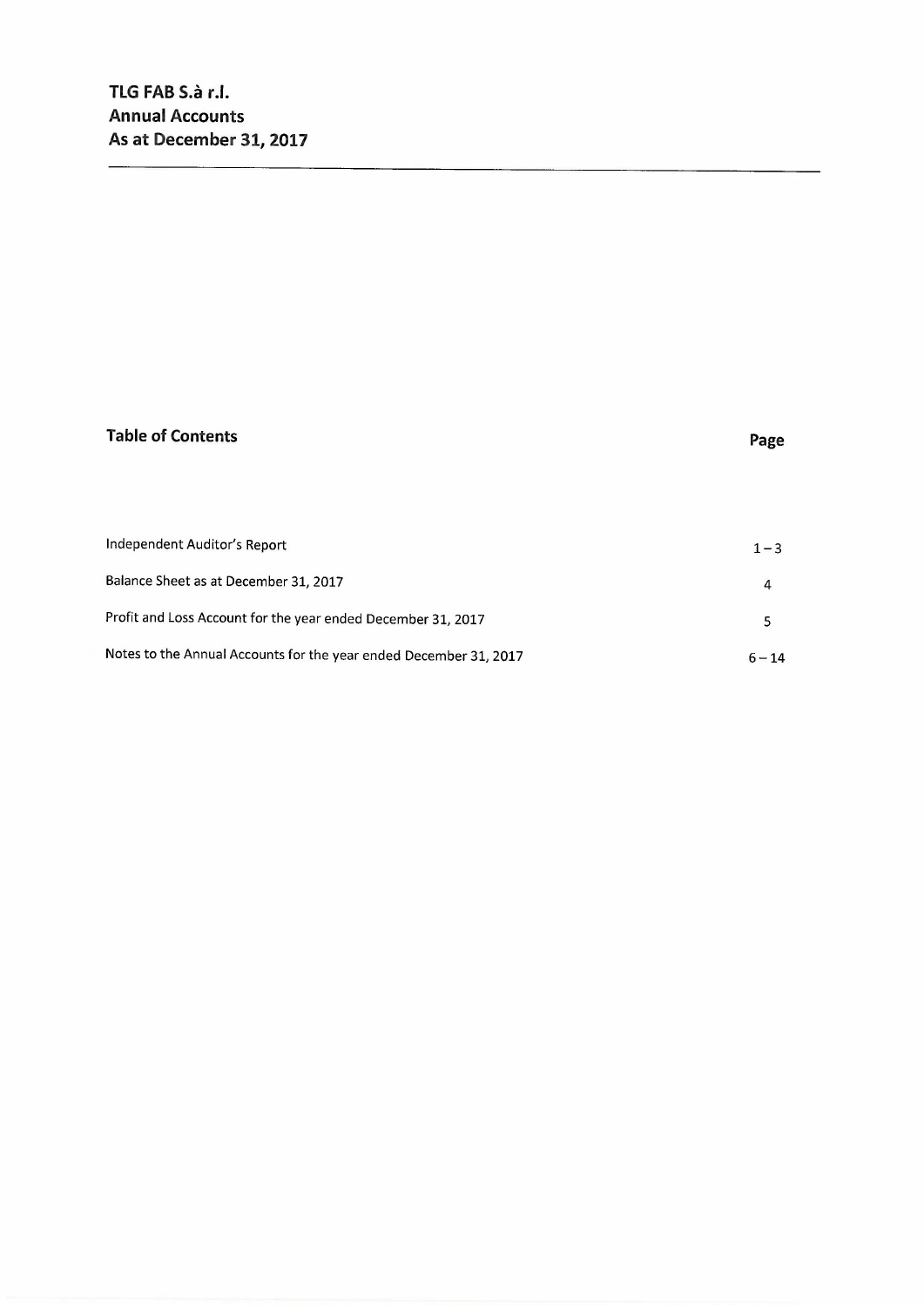**TLG FAB S.à r.l.**
**Annual Accounts**
**As at December 31, 2017**

---

## Table of Contents

| | Page |
|---|---|
| Independent Auditor's Report | 1 – 3 |
| Balance Sheet as at December 31, 2017 | 4 |
| Profit and Loss Account for the year ended December 31, 2017 | 5 |
| Notes to the Annual Accounts for the year ended December 31, 2017 | 6 – 14 |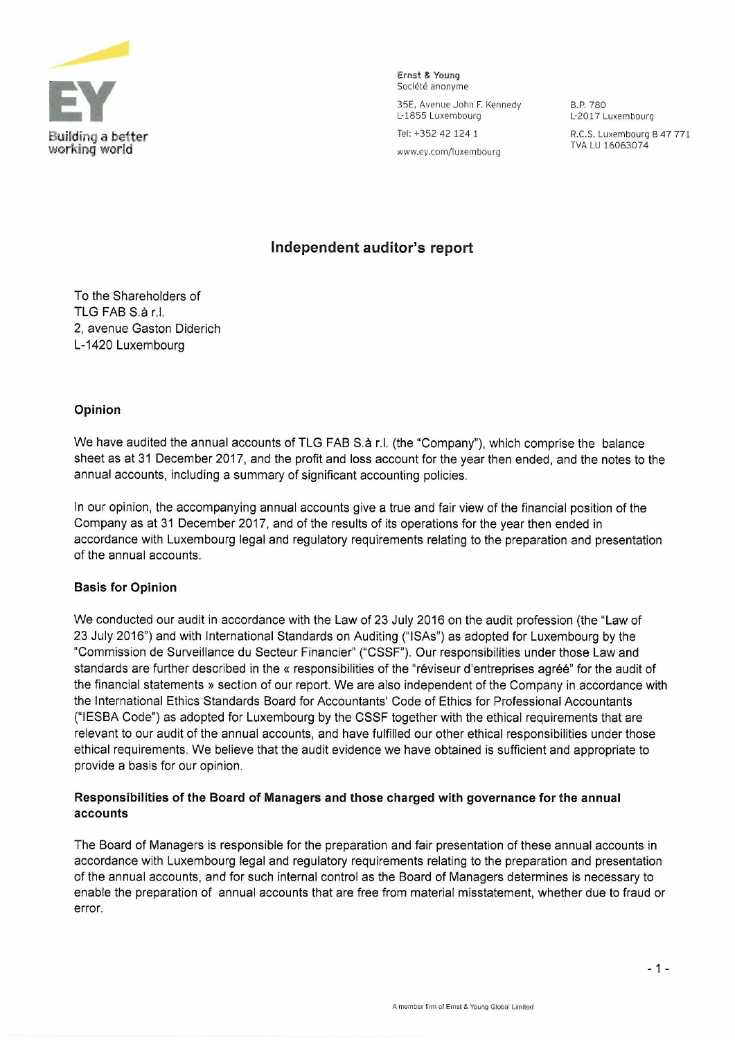Ernst & Young
Société anonyme

35E, Avenue John F. Kennedy
L-1855 Luxembourg

Tel: +352 42 124 1

www.ey.com/luxembourg

B.P. 780
L-2017 Luxembourg

R.C.S. Luxembourg B 47 771
TVA LU 16063074

## Independent auditor's report

To the Shareholders of
TLG FAB S.à r.l.
2, avenue Gaston Diderich
L-1420 Luxembourg

### Opinion

We have audited the annual accounts of TLG FAB S.à r.l. (the "Company"), which comprise the balance sheet as at 31 December 2017, and the profit and loss account for the year then ended, and the notes to the annual accounts, including a summary of significant accounting policies.

In our opinion, the accompanying annual accounts give a true and fair view of the financial position of the Company as at 31 December 2017, and of the results of its operations for the year then ended in accordance with Luxembourg legal and regulatory requirements relating to the preparation and presentation of the annual accounts.

### Basis for Opinion

We conducted our audit in accordance with the Law of 23 July 2016 on the audit profession (the "Law of 23 July 2016") and with International Standards on Auditing ("ISAs") as adopted for Luxembourg by the "Commission de Surveillance du Secteur Financier" ("CSSF"). Our responsibilities under those Law and standards are further described in the « responsibilities of the "réviseur d'entreprises agréé" for the audit of the financial statements » section of our report. We are also independent of the Company in accordance with the International Ethics Standards Board for Accountants' Code of Ethics for Professional Accountants ("IESBA Code") as adopted for Luxembourg by the CSSF together with the ethical requirements that are relevant to our audit of the annual accounts, and have fulfilled our other ethical responsibilities under those ethical requirements. We believe that the audit evidence we have obtained is sufficient and appropriate to provide a basis for our opinion.

### Responsibilities of the Board of Managers and those charged with governance for the annual accounts

The Board of Managers is responsible for the preparation and fair presentation of these annual accounts in accordance with Luxembourg legal and regulatory requirements relating to the preparation and presentation of the annual accounts, and for such internal control as the Board of Managers determines is necessary to enable the preparation of annual accounts that are free from material misstatement, whether due to fraud or error.

A member firm of Ernst & Young Global Limited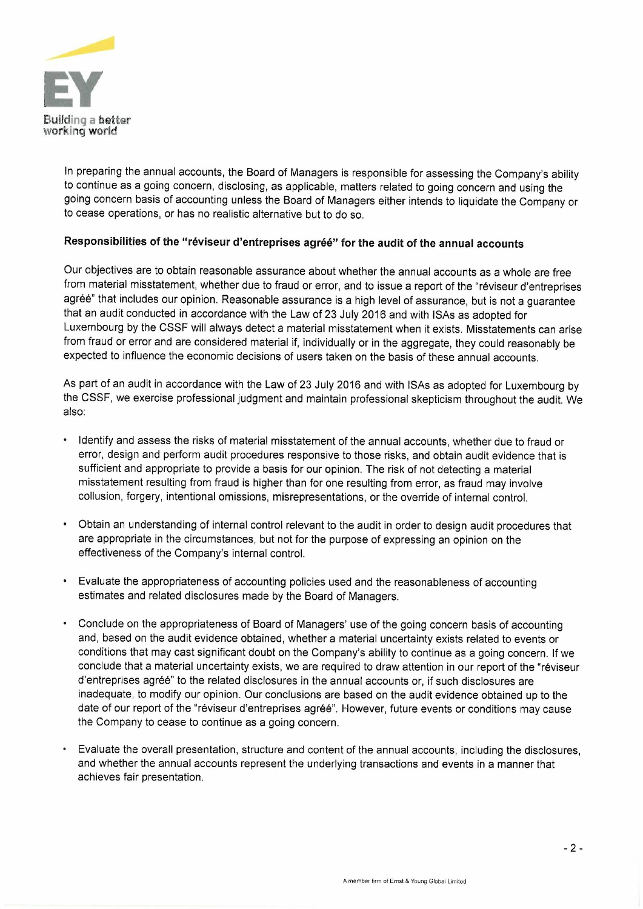In preparing the annual accounts, the Board of Managers is responsible for assessing the Company's ability to continue as a going concern, disclosing, as applicable, matters related to going concern and using the going concern basis of accounting unless the Board of Managers either intends to liquidate the Company or to cease operations, or has no realistic alternative but to do so.

### Responsibilities of the "réviseur d'entreprises agréé" for the audit of the annual accounts

Our objectives are to obtain reasonable assurance about whether the annual accounts as a whole are free from material misstatement, whether due to fraud or error, and to issue a report of the "réviseur d'entreprises agréé" that includes our opinion. Reasonable assurance is a high level of assurance, but is not a guarantee that an audit conducted in accordance with the Law of 23 July 2016 and with ISAs as adopted for Luxembourg by the CSSF will always detect a material misstatement when it exists. Misstatements can arise from fraud or error and are considered material if, individually or in the aggregate, they could reasonably be expected to influence the economic decisions of users taken on the basis of these annual accounts.

As part of an audit in accordance with the Law of 23 July 2016 and with ISAs as adopted for Luxembourg by the CSSF, we exercise professional judgment and maintain professional skepticism throughout the audit. We also:

- Identify and assess the risks of material misstatement of the annual accounts, whether due to fraud or error, design and perform audit procedures responsive to those risks, and obtain audit evidence that is sufficient and appropriate to provide a basis for our opinion. The risk of not detecting a material misstatement resulting from fraud is higher than for one resulting from error, as fraud may involve collusion, forgery, intentional omissions, misrepresentations, or the override of internal control.

- Obtain an understanding of internal control relevant to the audit in order to design audit procedures that are appropriate in the circumstances, but not for the purpose of expressing an opinion on the effectiveness of the Company's internal control.

- Evaluate the appropriateness of accounting policies used and the reasonableness of accounting estimates and related disclosures made by the Board of Managers.

- Conclude on the appropriateness of Board of Managers' use of the going concern basis of accounting and, based on the audit evidence obtained, whether a material uncertainty exists related to events or conditions that may cast significant doubt on the Company's ability to continue as a going concern. If we conclude that a material uncertainty exists, we are required to draw attention in our report of the "réviseur d'entreprises agréé" to the related disclosures in the annual accounts or, if such disclosures are inadequate, to modify our opinion. Our conclusions are based on the audit evidence obtained up to the date of our report of the "réviseur d'entreprises agréé". However, future events or conditions may cause the Company to cease to continue as a going concern.

- Evaluate the overall presentation, structure and content of the annual accounts, including the disclosures, and whether the annual accounts represent the underlying transactions and events in a manner that achieves fair presentation.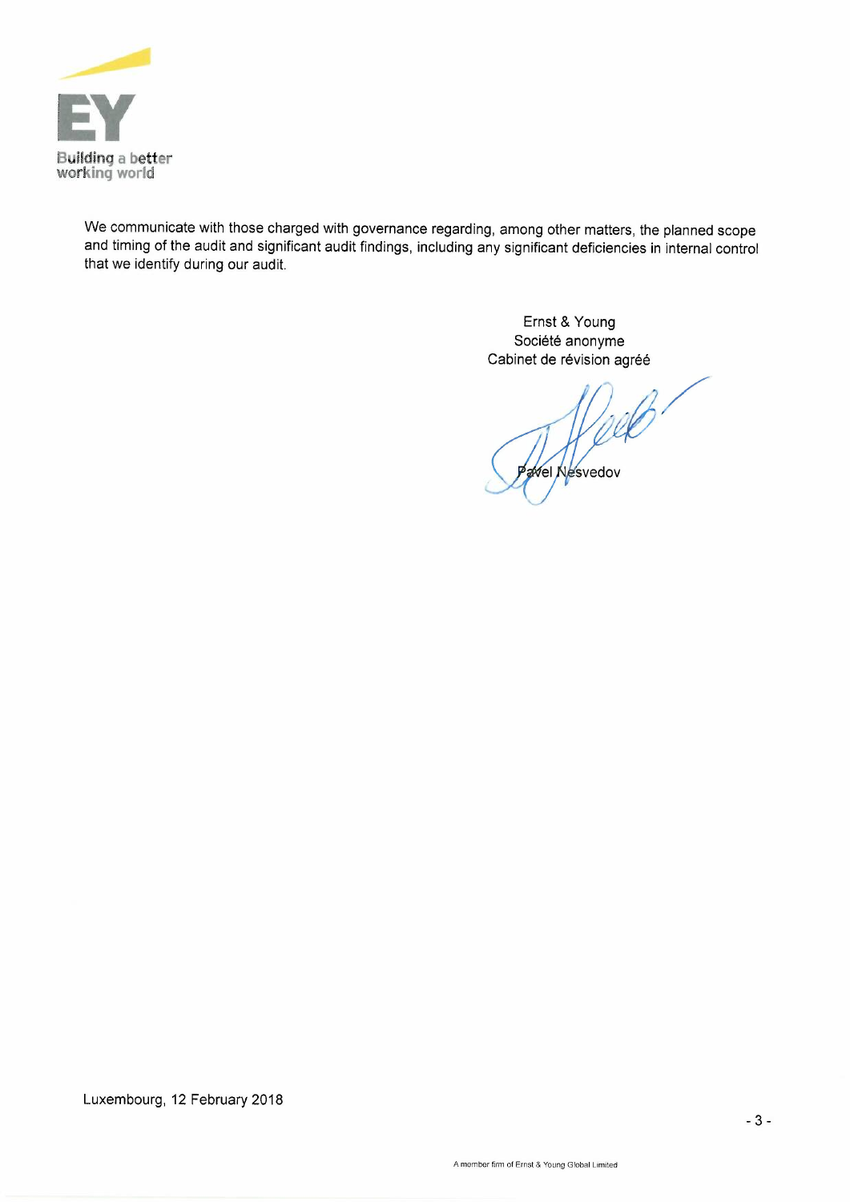We communicate with those charged with governance regarding, among other matters, the planned scope and timing of the audit and significant audit findings, including any significant deficiencies in internal control that we identify during our audit.

Ernst & Young  
Société anonyme  
Cabinet de révision agréé

Pavel Nesvedov

Luxembourg, 12 February 2018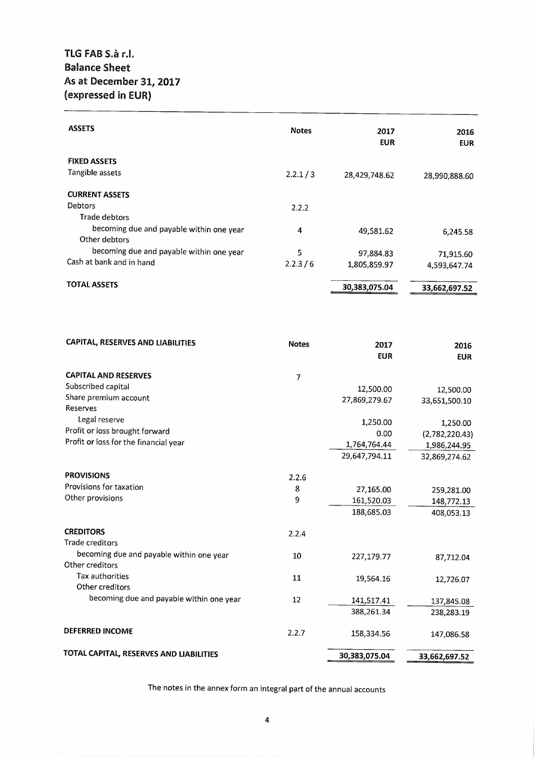# TLG FAB S.à r.l.
## Balance Sheet
## As at December 31, 2017
## (expressed in EUR)

| ASSETS | Notes | 2017 EUR | 2016 EUR |
|---|---|---|---|
| **FIXED ASSETS** | | | |
| Tangible assets | 2.2.1 / 3 | 28,429,748.62 | 28,990,888.60 |
| **CURRENT ASSETS** | | | |
| Debtors | 2.2.2 | | |
| Trade debtors | | | |
| becoming due and payable within one year | 4 | 49,581.62 | 6,245.58 |
| Other debtors | | | |
| becoming due and payable within one year | 5 | 97,884.83 | 71,915.60 |
| Cash at bank and in hand | 2.2.3 / 6 | 1,805,859.97 | 4,593,647.74 |
| **TOTAL ASSETS** | | 30,383,075.04 | 33,662,697.52 |

| CAPITAL, RESERVES AND LIABILITIES | Notes | 2017 EUR | 2016 EUR |
|---|---|---|---|
| **CAPITAL AND RESERVES** | 7 | | |
| Subscribed capital | | 12,500.00 | 12,500.00 |
| Share premium account | | 27,869,279.67 | 33,651,500.10 |
| Reserves | | | |
| Legal reserve | | 1,250.00 | 1,250.00 |
| Profit or loss brought forward | | 0.00 | (2,782,220.43) |
| Profit or loss for the financial year | | 1,764,764.44 | 1,986,244.95 |
| | | 29,647,794.11 | 32,869,274.62 |
| **PROVISIONS** | 2.2.6 | | |
| Provisions for taxation | 8 | 27,165.00 | 259,281.00 |
| Other provisions | 9 | 161,520.03 | 148,772.13 |
| | | 188,685.03 | 408,053.13 |
| **CREDITORS** | 2.2.4 | | |
| Trade creditors | | | |
| becoming due and payable within one year | 10 | 227,179.77 | 87,712.04 |
| Other creditors | | | |
| Tax authorities | 11 | 19,564.16 | 12,726.07 |
| Other creditors | | | |
| becoming due and payable within one year | 12 | 141,517.41 | 137,845.08 |
| | | 388,261.34 | 238,283.19 |
| **DEFERRED INCOME** | 2.2.7 | 158,334.56 | 147,086.58 |
| **TOTAL CAPITAL, RESERVES AND LIABILITIES** | | 30,383,075.04 | 33,662,697.52 |

The notes in the annex form an integral part of the annual accounts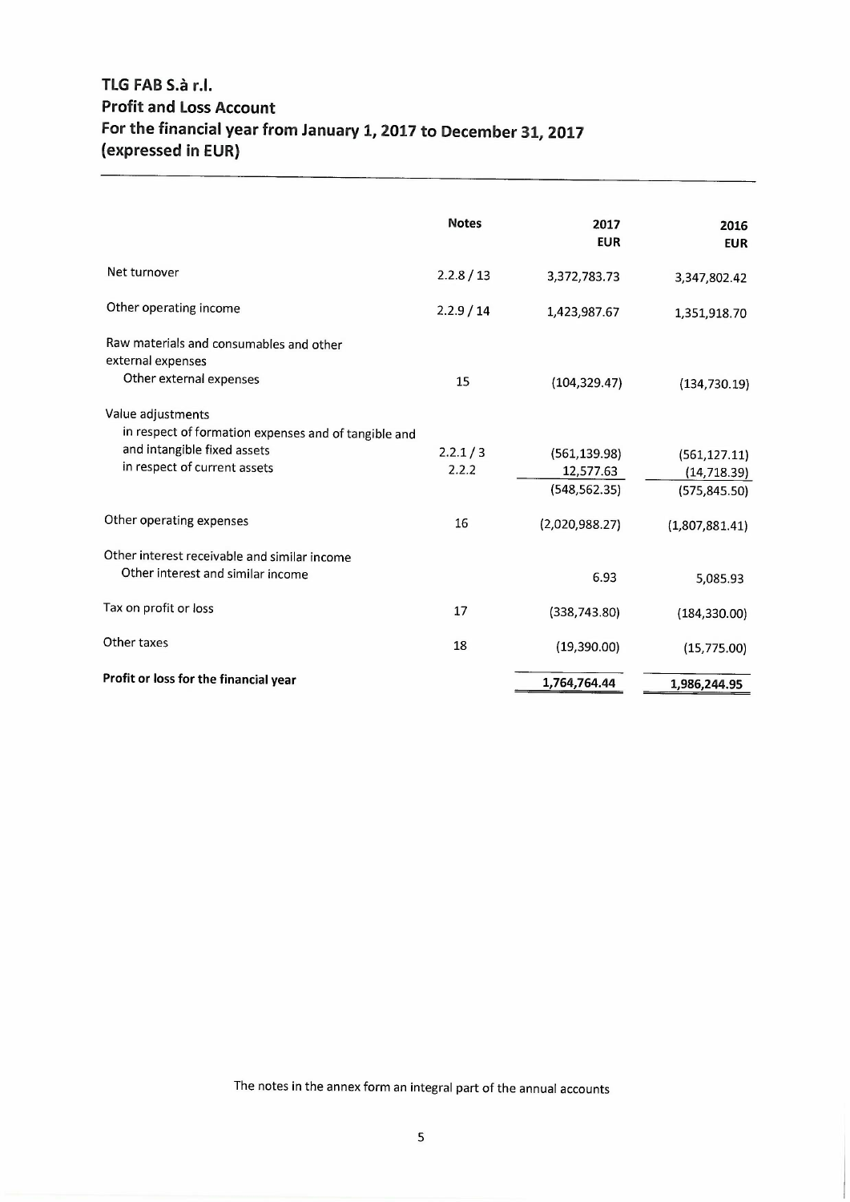# TLG FAB S.à r.l.
## Profit and Loss Account
## For the financial year from January 1, 2017 to December 31, 2017
## (expressed in EUR)

| | Notes | 2017 EUR | 2016 EUR |
|---|---|---|---|
| Net turnover | 2.2.8 / 13 | 3,372,783.73 | 3,347,802.42 |
| Other operating income | 2.2.9 / 14 | 1,423,987.67 | 1,351,918.70 |
| Raw materials and consumables and other external expenses | | | |
| Other external expenses | 15 | (104,329.47) | (134,730.19) |
| Value adjustments | | | |
| in respect of formation expenses and of tangible and and intangible fixed assets | 2.2.1 / 3 | (561,139.98) | (561,127.11) |
| in respect of current assets | 2.2.2 | 12,577.63 | (14,718.39) |
| | | (548,562.35) | (575,845.50) |
| Other operating expenses | 16 | (2,020,988.27) | (1,807,881.41) |
| Other interest receivable and similar income | | | |
| Other interest and similar income | | 6.93 | 5,085.93 |
| Tax on profit or loss | 17 | (338,743.80) | (184,330.00) |
| Other taxes | 18 | (19,390.00) | (15,775.00) |
| **Profit or loss for the financial year** | | **1,764,764.44** | **1,986,244.95** |

The notes in the annex form an integral part of the annual accounts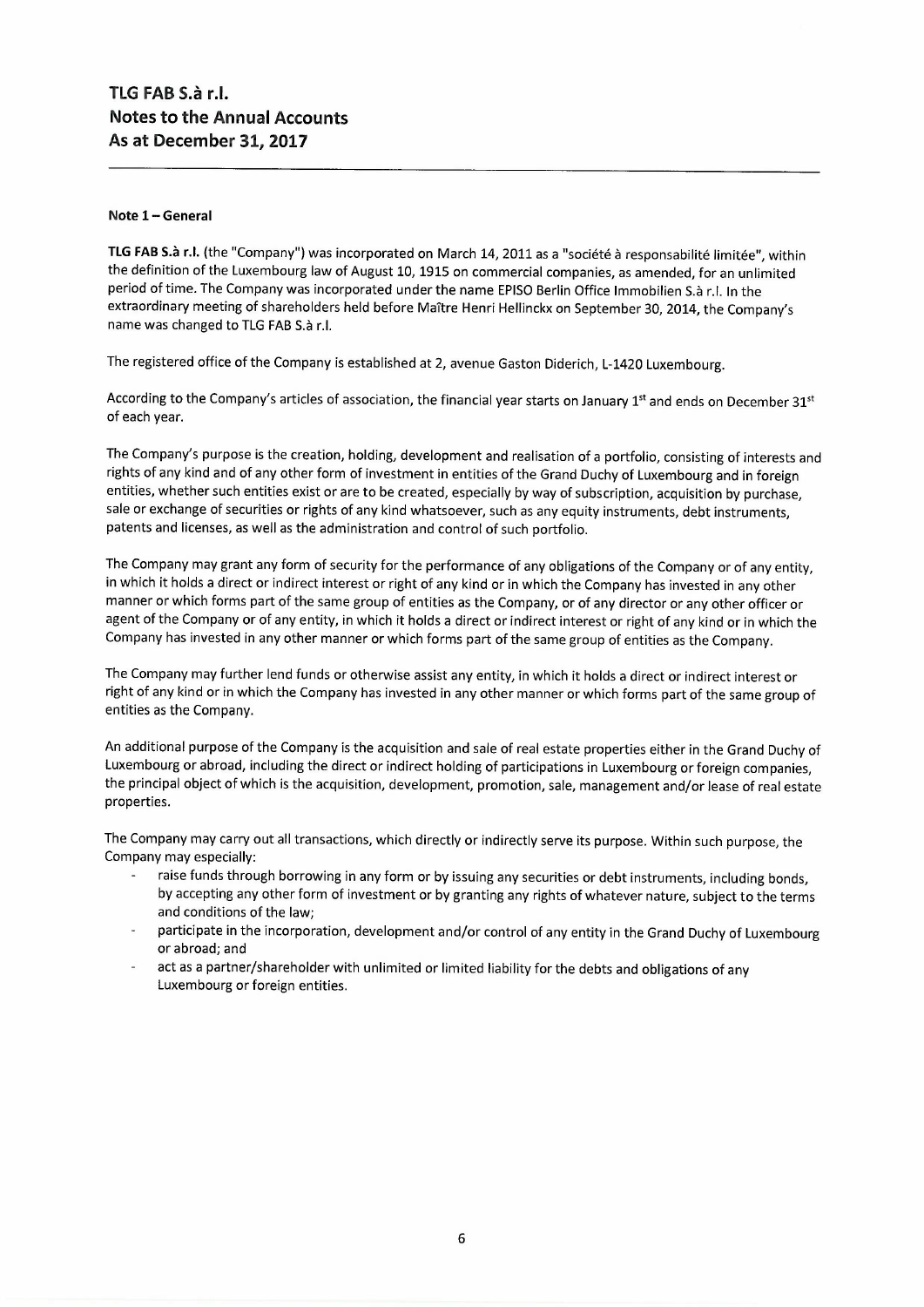# TLG FAB S.à r.l.
# Notes to the Annual Accounts
# As at December 31, 2017

### Note 1 – General

**TLG FAB S.à r.l.** (the "Company") was incorporated on March 14, 2011 as a "société à responsabilité limitée", within the definition of the Luxembourg law of August 10, 1915 on commercial companies, as amended, for an unlimited period of time. The Company was incorporated under the name EPISO Berlin Office Immobilien S.à r.l. In the extraordinary meeting of shareholders held before Maître Henri Hellinckx on September 30, 2014, the Company's name was changed to TLG FAB S.à r.l.

The registered office of the Company is established at 2, avenue Gaston Diderich, L-1420 Luxembourg.

According to the Company's articles of association, the financial year starts on January 1st and ends on December 31st of each year.

The Company's purpose is the creation, holding, development and realisation of a portfolio, consisting of interests and rights of any kind and of any other form of investment in entities of the Grand Duchy of Luxembourg and in foreign entities, whether such entities exist or are to be created, especially by way of subscription, acquisition by purchase, sale or exchange of securities or rights of any kind whatsoever, such as any equity instruments, debt instruments, patents and licenses, as well as the administration and control of such portfolio.

The Company may grant any form of security for the performance of any obligations of the Company or of any entity, in which it holds a direct or indirect interest or right of any kind or in which the Company has invested in any other manner or which forms part of the same group of entities as the Company, or of any director or any other officer or agent of the Company or of any entity, in which it holds a direct or indirect interest or right of any kind or in which the Company has invested in any other manner or which forms part of the same group of entities as the Company.

The Company may further lend funds or otherwise assist any entity, in which it holds a direct or indirect interest or right of any kind or in which the Company has invested in any other manner or which forms part of the same group of entities as the Company.

An additional purpose of the Company is the acquisition and sale of real estate properties either in the Grand Duchy of Luxembourg or abroad, including the direct or indirect holding of participations in Luxembourg or foreign companies, the principal object of which is the acquisition, development, promotion, sale, management and/or lease of real estate properties.

The Company may carry out all transactions, which directly or indirectly serve its purpose. Within such purpose, the Company may especially:

- raise funds through borrowing in any form or by issuing any securities or debt instruments, including bonds, by accepting any other form of investment or by granting any rights of whatever nature, subject to the terms and conditions of the law;
- participate in the incorporation, development and/or control of any entity in the Grand Duchy of Luxembourg or abroad; and
- act as a partner/shareholder with unlimited or limited liability for the debts and obligations of any Luxembourg or foreign entities.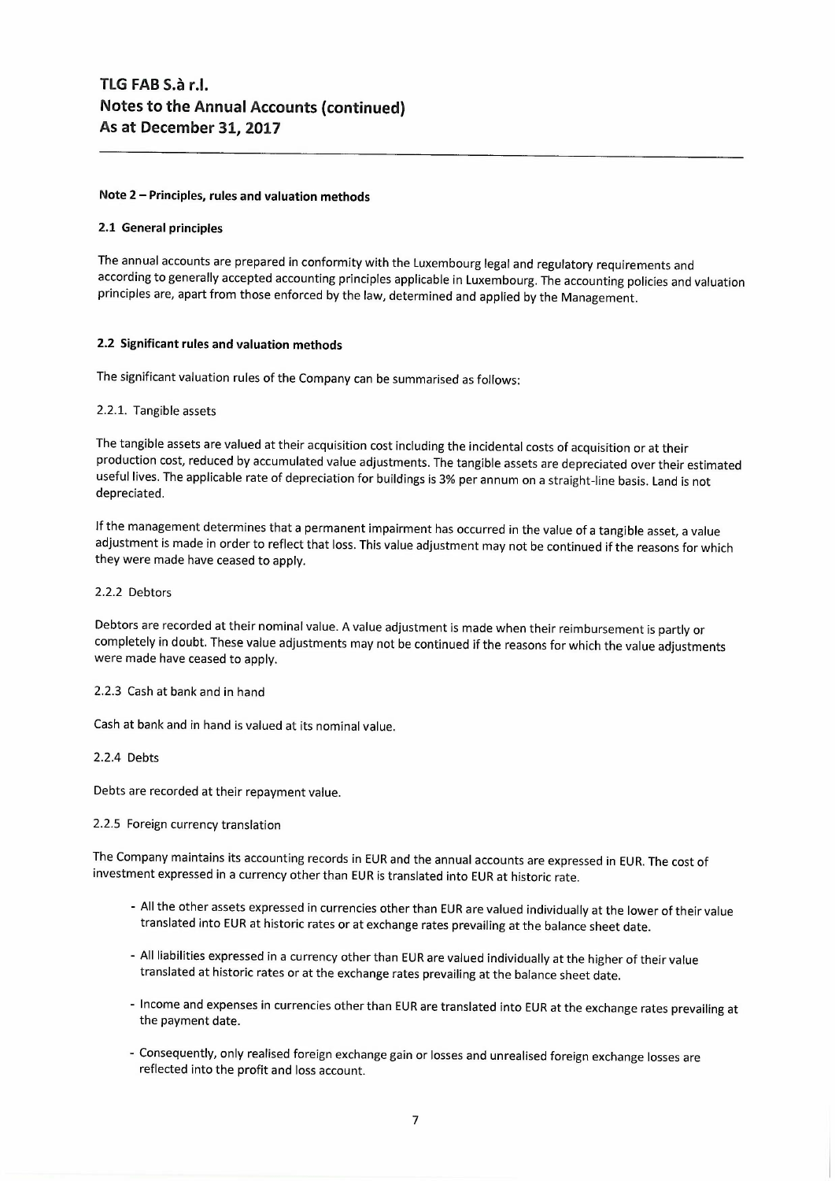# TLG FAB S.à r.l.
# Notes to the Annual Accounts (continued)
# As at December 31, 2017

## Note 2 – Principles, rules and valuation methods

### 2.1 General principles

The annual accounts are prepared in conformity with the Luxembourg legal and regulatory requirements and according to generally accepted accounting principles applicable in Luxembourg. The accounting policies and valuation principles are, apart from those enforced by the law, determined and applied by the Management.

### 2.2 Significant rules and valuation methods

The significant valuation rules of the Company can be summarised as follows:

2.2.1. Tangible assets

The tangible assets are valued at their acquisition cost including the incidental costs of acquisition or at their production cost, reduced by accumulated value adjustments. The tangible assets are depreciated over their estimated useful lives. The applicable rate of depreciation for buildings is 3% per annum on a straight-line basis. Land is not depreciated.

If the management determines that a permanent impairment has occurred in the value of a tangible asset, a value adjustment is made in order to reflect that loss. This value adjustment may not be continued if the reasons for which they were made have ceased to apply.

2.2.2 Debtors

Debtors are recorded at their nominal value. A value adjustment is made when their reimbursement is partly or completely in doubt. These value adjustments may not be continued if the reasons for which the value adjustments were made have ceased to apply.

2.2.3 Cash at bank and in hand

Cash at bank and in hand is valued at its nominal value.

2.2.4 Debts

Debts are recorded at their repayment value.

2.2.5 Foreign currency translation

The Company maintains its accounting records in EUR and the annual accounts are expressed in EUR. The cost of investment expressed in a currency other than EUR is translated into EUR at historic rate.

- All the other assets expressed in currencies other than EUR are valued individually at the lower of their value translated into EUR at historic rates or at exchange rates prevailing at the balance sheet date.
- All liabilities expressed in a currency other than EUR are valued individually at the higher of their value translated at historic rates or at the exchange rates prevailing at the balance sheet date.
- Income and expenses in currencies other than EUR are translated into EUR at the exchange rates prevailing at the payment date.
- Consequently, only realised foreign exchange gain or losses and unrealised foreign exchange losses are reflected into the profit and loss account.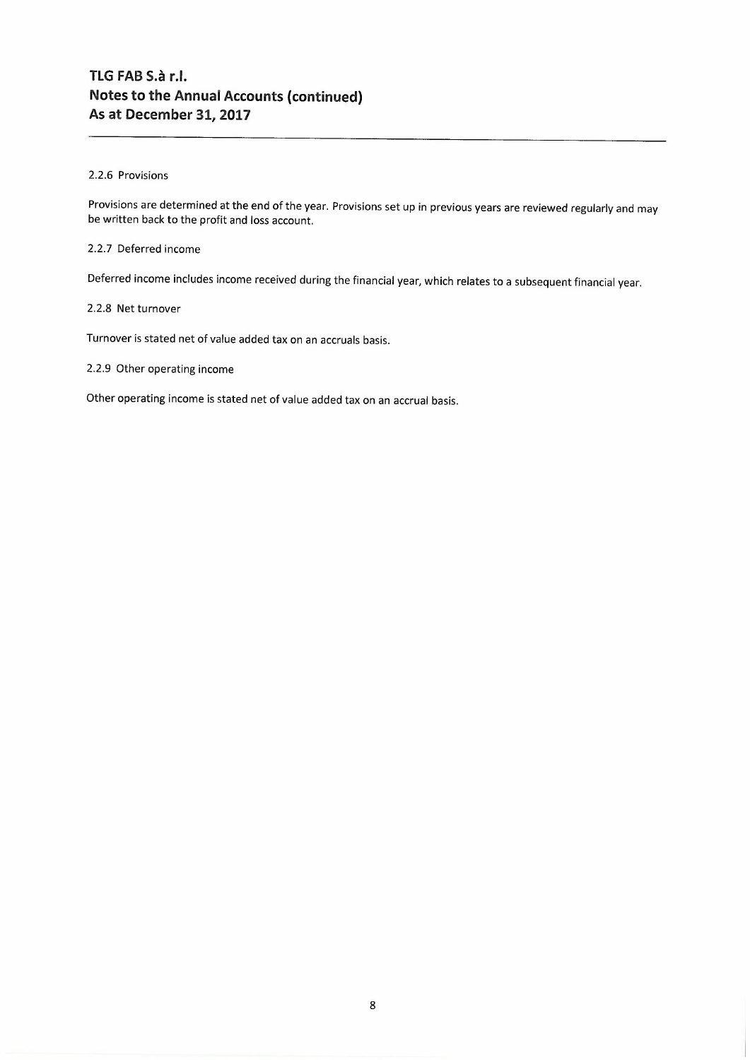# TLG FAB S.à r.l.
# Notes to the Annual Accounts (continued)
# As at December 31, 2017

### 2.2.6 Provisions

Provisions are determined at the end of the year. Provisions set up in previous years are reviewed regularly and may be written back to the profit and loss account.

### 2.2.7 Deferred income

Deferred income includes income received during the financial year, which relates to a subsequent financial year.

### 2.2.8 Net turnover

Turnover is stated net of value added tax on an accruals basis.

### 2.2.9 Other operating income

Other operating income is stated net of value added tax on an accrual basis.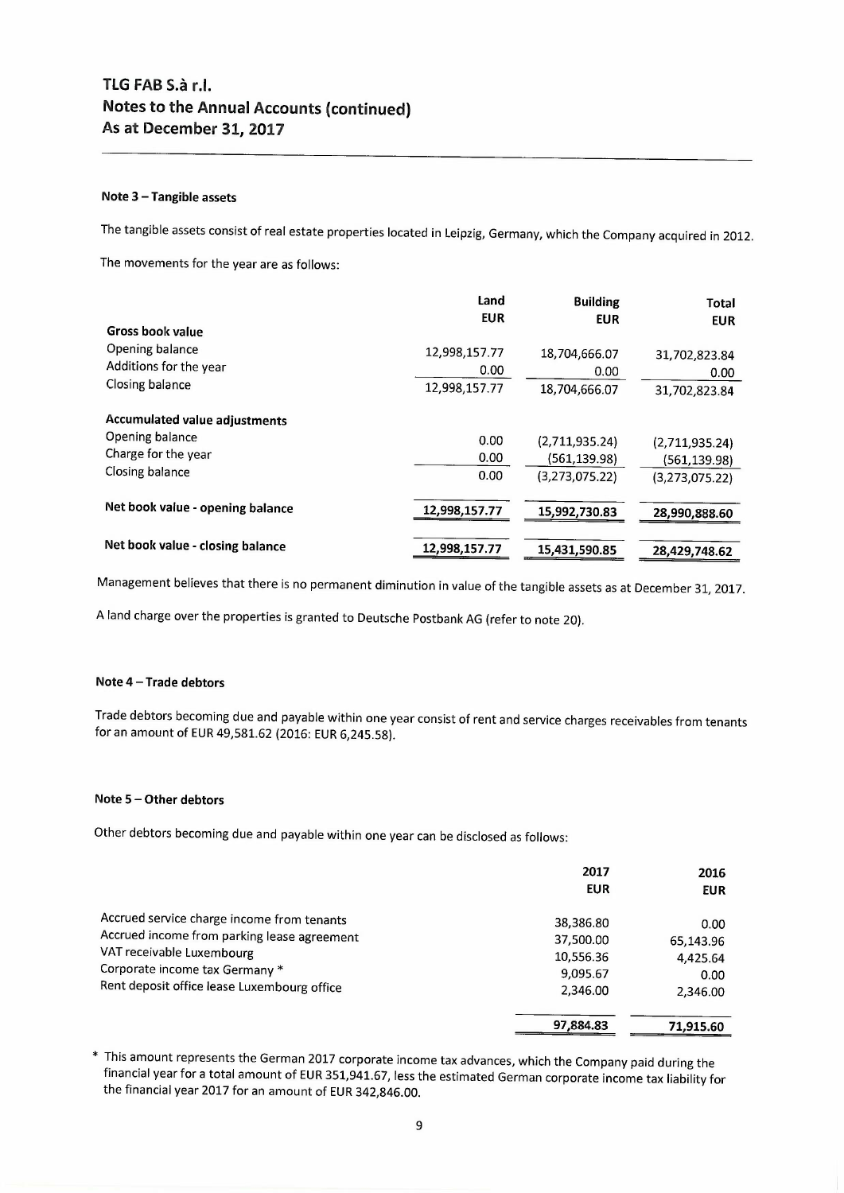# TLG FAB S.à r.l.
## Notes to the Annual Accounts (continued)
## As at December 31, 2017

### Note 3 – Tangible assets

The tangible assets consist of real estate properties located in Leipzig, Germany, which the Company acquired in 2012.

The movements for the year are as follows:

| | Land EUR | Building EUR | Total EUR |
|---|---|---|---|
| **Gross book value** | | | |
| Opening balance | 12,998,157.77 | 18,704,666.07 | 31,702,823.84 |
| Additions for the year | 0.00 | 0.00 | 0.00 |
| Closing balance | 12,998,157.77 | 18,704,666.07 | 31,702,823.84 |
| **Accumulated value adjustments** | | | |
| Opening balance | 0.00 | (2,711,935.24) | (2,711,935.24) |
| Charge for the year | 0.00 | (561,139.98) | (561,139.98) |
| Closing balance | 0.00 | (3,273,075.22) | (3,273,075.22) |
| **Net book value - opening balance** | **12,998,157.77** | **15,992,730.83** | **28,990,888.60** |
| **Net book value - closing balance** | **12,998,157.77** | **15,431,590.85** | **28,429,748.62** |

Management believes that there is no permanent diminution in value of the tangible assets as at December 31, 2017.

A land charge over the properties is granted to Deutsche Postbank AG (refer to note 20).

### Note 4 – Trade debtors

Trade debtors becoming due and payable within one year consist of rent and service charges receivables from tenants for an amount of EUR 49,581.62 (2016: EUR 6,245.58).

### Note 5 – Other debtors

Other debtors becoming due and payable within one year can be disclosed as follows:

| | 2017 EUR | 2016 EUR |
|---|---|---|
| Accrued service charge income from tenants | 38,386.80 | 0.00 |
| Accrued income from parking lease agreement | 37,500.00 | 65,143.96 |
| VAT receivable Luxembourg | 10,556.36 | 4,425.64 |
| Corporate income tax Germany * | 9,095.67 | 0.00 |
| Rent deposit office lease Luxembourg office | 2,346.00 | 2,346.00 |
| | **97,884.83** | **71,915.60** |

\* This amount represents the German 2017 corporate income tax advances, which the Company paid during the financial year for a total amount of EUR 351,941.67, less the estimated German corporate income tax liability for the financial year 2017 for an amount of EUR 342,846.00.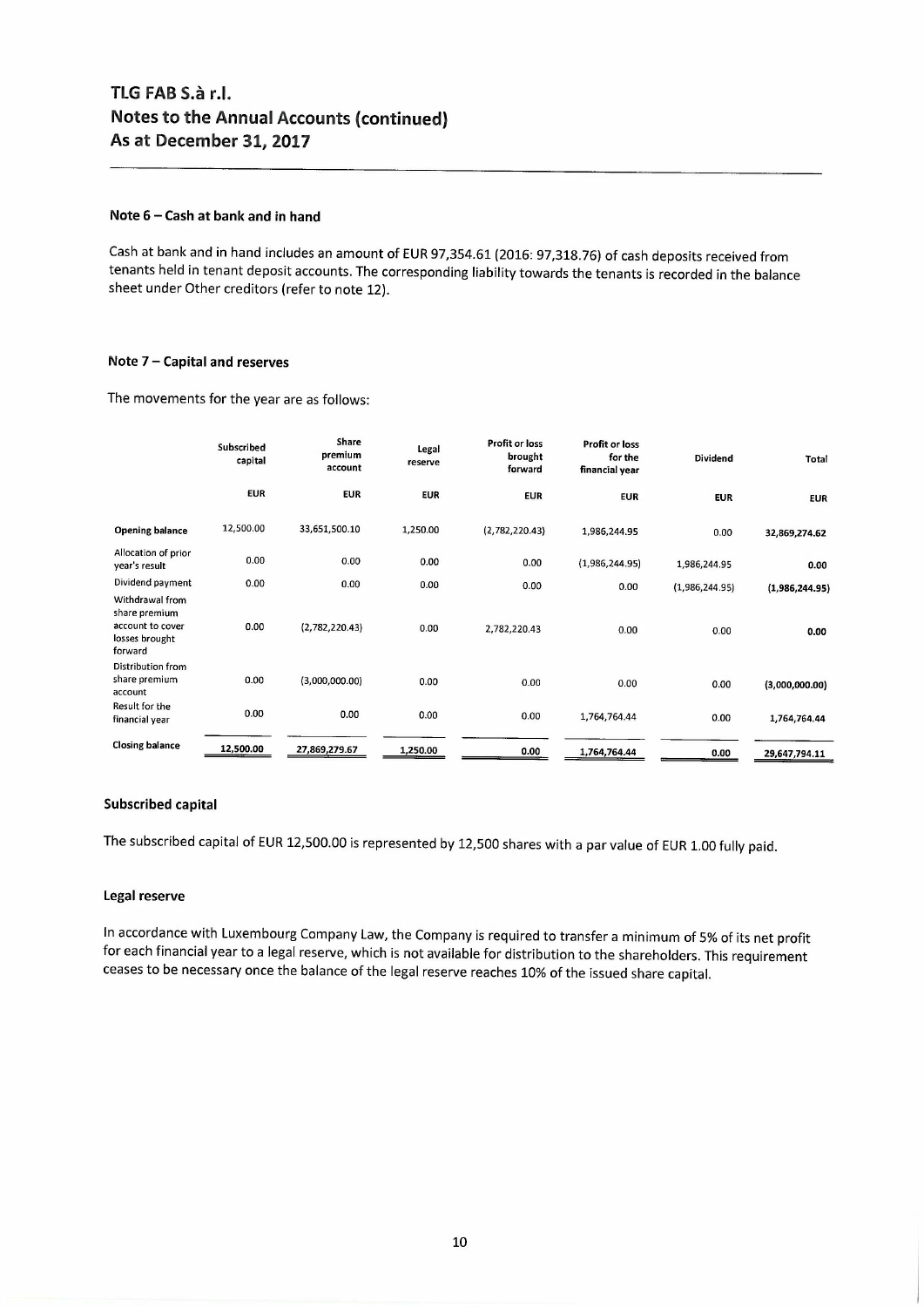# TLG FAB S.à r.l.
## Notes to the Annual Accounts (continued)
## As at December 31, 2017

### Note 6 – Cash at bank and in hand

Cash at bank and in hand includes an amount of EUR 97,354.61 (2016: 97,318.76) of cash deposits received from tenants held in tenant deposit accounts. The corresponding liability towards the tenants is recorded in the balance sheet under Other creditors (refer to note 12).

### Note 7 – Capital and reserves

The movements for the year are as follows:

| | Subscribed capital | Share premium account | Legal reserve | Profit or loss brought forward | Profit or loss for the financial year | Dividend | Total |
|---|---|---|---|---|---|---|---|
| | EUR | EUR | EUR | EUR | EUR | EUR | EUR |
| **Opening balance** | 12,500.00 | 33,651,500.10 | 1,250.00 | (2,782,220.43) | 1,986,244.95 | 0.00 | **32,869,274.62** |
| Allocation of prior year's result | 0.00 | 0.00 | 0.00 | 0.00 | (1,986,244.95) | 1,986,244.95 | **0.00** |
| Dividend payment | 0.00 | 0.00 | 0.00 | 0.00 | 0.00 | (1,986,244.95) | **(1,986,244.95)** |
| Withdrawal from share premium account to cover losses brought forward | 0.00 | (2,782,220.43) | 0.00 | 2,782,220.43 | 0.00 | 0.00 | **0.00** |
| Distribution from share premium account | 0.00 | (3,000,000.00) | 0.00 | 0.00 | 0.00 | 0.00 | **(3,000,000.00)** |
| Result for the financial year | 0.00 | 0.00 | 0.00 | 0.00 | 1,764,764.44 | 0.00 | **1,764,764.44** |
| **Closing balance** | **12,500.00** | **27,869,279.67** | **1,250.00** | **0.00** | **1,764,764.44** | **0.00** | **29,647,794.11** |

### Subscribed capital

The subscribed capital of EUR 12,500.00 is represented by 12,500 shares with a par value of EUR 1.00 fully paid.

### Legal reserve

In accordance with Luxembourg Company Law, the Company is required to transfer a minimum of 5% of its net profit for each financial year to a legal reserve, which is not available for distribution to the shareholders. This requirement ceases to be necessary once the balance of the legal reserve reaches 10% of the issued share capital.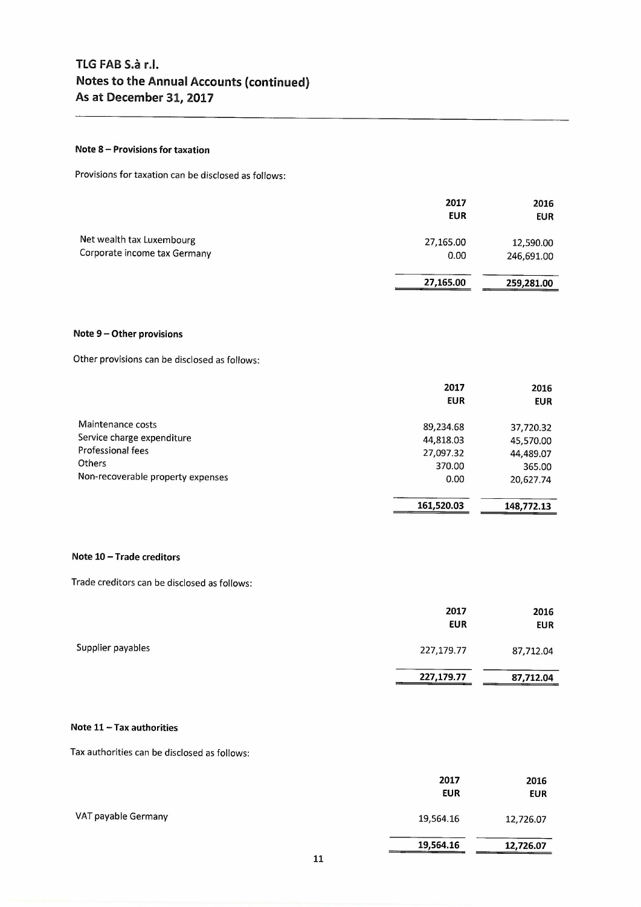# TLG FAB S.à r.l.
## Notes to the Annual Accounts (continued)
## As at December 31, 2017

### Note 8 – Provisions for taxation

Provisions for taxation can be disclosed as follows:

| | 2017 EUR | 2016 EUR |
|---|---|---|
| Net wealth tax Luxembourg | 27,165.00 | 12,590.00 |
| Corporate income tax Germany | 0.00 | 246,691.00 |
| | **27,165.00** | **259,281.00** |

### Note 9 – Other provisions

Other provisions can be disclosed as follows:

| | 2017 EUR | 2016 EUR |
|---|---|---|
| Maintenance costs | 89,234.68 | 37,720.32 |
| Service charge expenditure | 44,818.03 | 45,570.00 |
| Professional fees | 27,097.32 | 44,489.07 |
| Others | 370.00 | 365.00 |
| Non-recoverable property expenses | 0.00 | 20,627.74 |
| | **161,520.03** | **148,772.13** |

### Note 10 – Trade creditors

Trade creditors can be disclosed as follows:

| | 2017 EUR | 2016 EUR |
|---|---|---|
| Supplier payables | 227,179.77 | 87,712.04 |
| | **227,179.77** | **87,712.04** |

### Note 11 – Tax authorities

Tax authorities can be disclosed as follows:

| | 2017 EUR | 2016 EUR |
|---|---|---|
| VAT payable Germany | 19,564.16 | 12,726.07 |
| | **19,564.16** | **12,726.07** |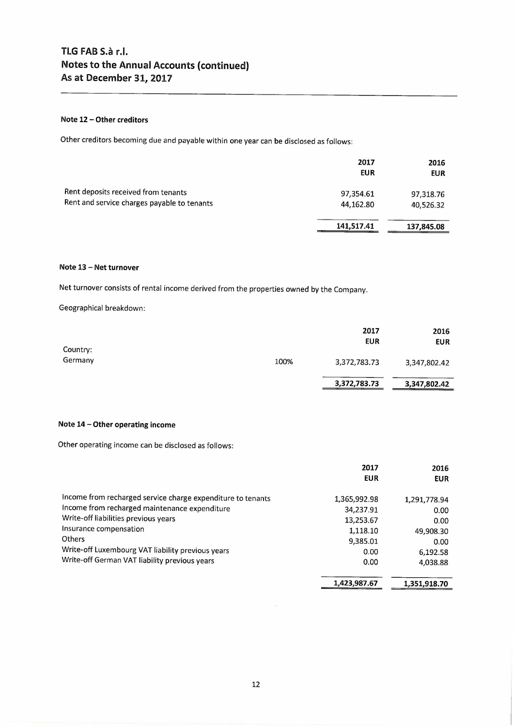## TLG FAB S.à r.l.
## Notes to the Annual Accounts (continued)
## As at December 31, 2017

### Note 12 – Other creditors

Other creditors becoming due and payable within one year can be disclosed as follows:

| | 2017 EUR | 2016 EUR |
|---|---|---|
| Rent deposits received from tenants | 97,354.61 | 97,318.76 |
| Rent and service charges payable to tenants | 44,162.80 | 40,526.32 |
| | **141,517.41** | **137,845.08** |

### Note 13 – Net turnover

Net turnover consists of rental income derived from the properties owned by the Company.

Geographical breakdown:

| Country: | | 2017 EUR | 2016 EUR |
|---|---|---|---|
| Germany | 100% | 3,372,783.73 | 3,347,802.42 |
| | | **3,372,783.73** | **3,347,802.42** |

### Note 14 – Other operating income

Other operating income can be disclosed as follows:

| | 2017 EUR | 2016 EUR |
|---|---|---|
| Income from recharged service charge expenditure to tenants | 1,365,992.98 | 1,291,778.94 |
| Income from recharged maintenance expenditure | 34,237.91 | 0.00 |
| Write-off liabilities previous years | 13,253.67 | 0.00 |
| Insurance compensation | 1,118.10 | 49,908.30 |
| Others | 9,385.01 | 0.00 |
| Write-off Luxembourg VAT liability previous years | 0.00 | 6,192.58 |
| Write-off German VAT liability previous years | 0.00 | 4,038.88 |
| | **1,423,987.67** | **1,351,918.70** |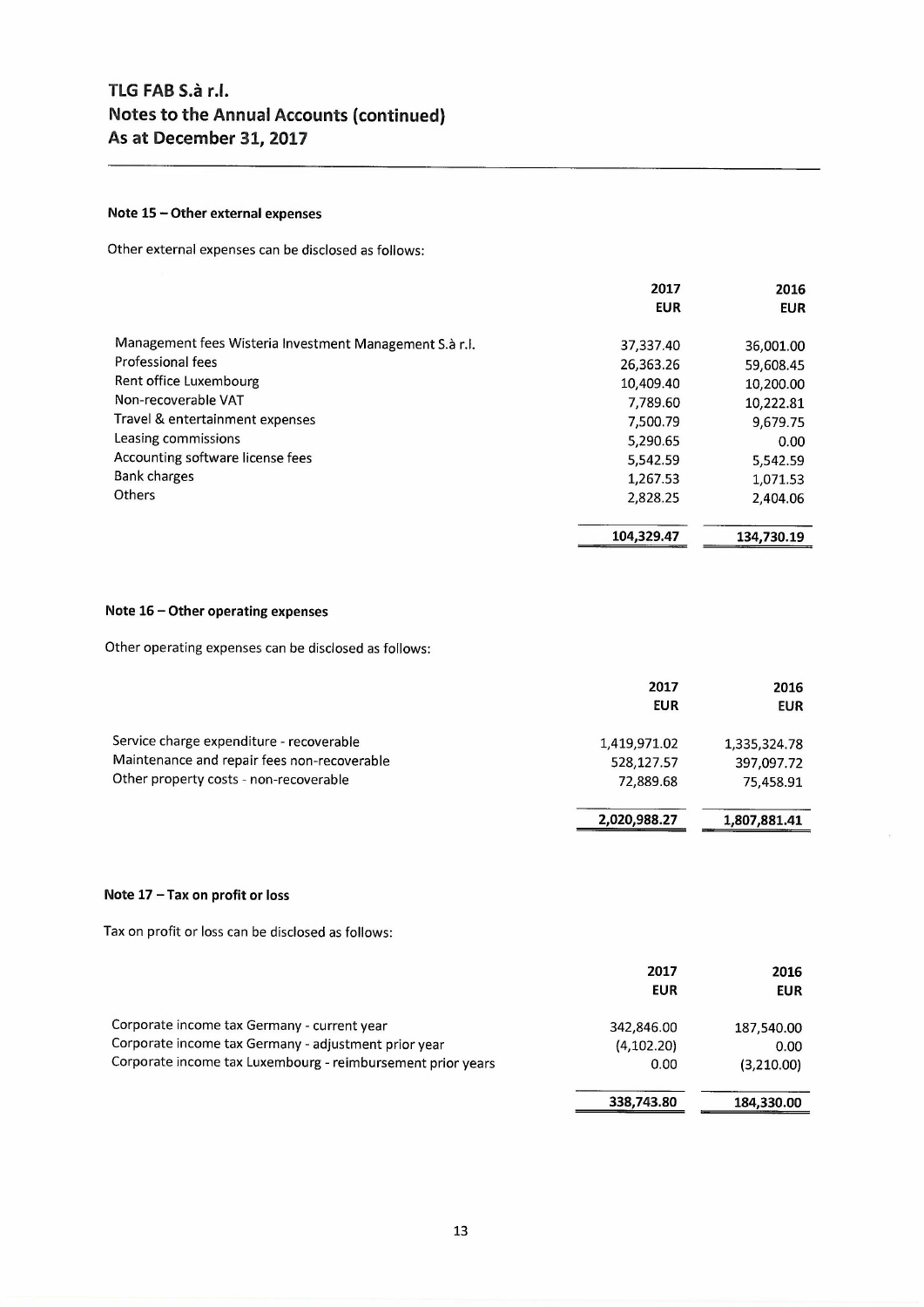# TLG FAB S.à r.l.
# Notes to the Annual Accounts (continued)
# As at December 31, 2017

### Note 15 – Other external expenses

Other external expenses can be disclosed as follows:

| | 2017 EUR | 2016 EUR |
|---|---|---|
| Management fees Wisteria Investment Management S.à r.l. | 37,337.40 | 36,001.00 |
| Professional fees | 26,363.26 | 59,608.45 |
| Rent office Luxembourg | 10,409.40 | 10,200.00 |
| Non-recoverable VAT | 7,789.60 | 10,222.81 |
| Travel & entertainment expenses | 7,500.79 | 9,679.75 |
| Leasing commissions | 5,290.65 | 0.00 |
| Accounting software license fees | 5,542.59 | 5,542.59 |
| Bank charges | 1,267.53 | 1,071.53 |
| Others | 2,828.25 | 2,404.06 |
| | **104,329.47** | **134,730.19** |

### Note 16 – Other operating expenses

Other operating expenses can be disclosed as follows:

| | 2017 EUR | 2016 EUR |
|---|---|---|
| Service charge expenditure - recoverable | 1,419,971.02 | 1,335,324.78 |
| Maintenance and repair fees non-recoverable | 528,127.57 | 397,097.72 |
| Other property costs - non-recoverable | 72,889.68 | 75,458.91 |
| | **2,020,988.27** | **1,807,881.41** |

### Note 17 – Tax on profit or loss

Tax on profit or loss can be disclosed as follows:

| | 2017 EUR | 2016 EUR |
|---|---|---|
| Corporate income tax Germany - current year | 342,846.00 | 187,540.00 |
| Corporate income tax Germany - adjustment prior year | (4,102.20) | 0.00 |
| Corporate income tax Luxembourg - reimbursement prior years | 0.00 | (3,210.00) |
| | **338,743.80** | **184,330.00** |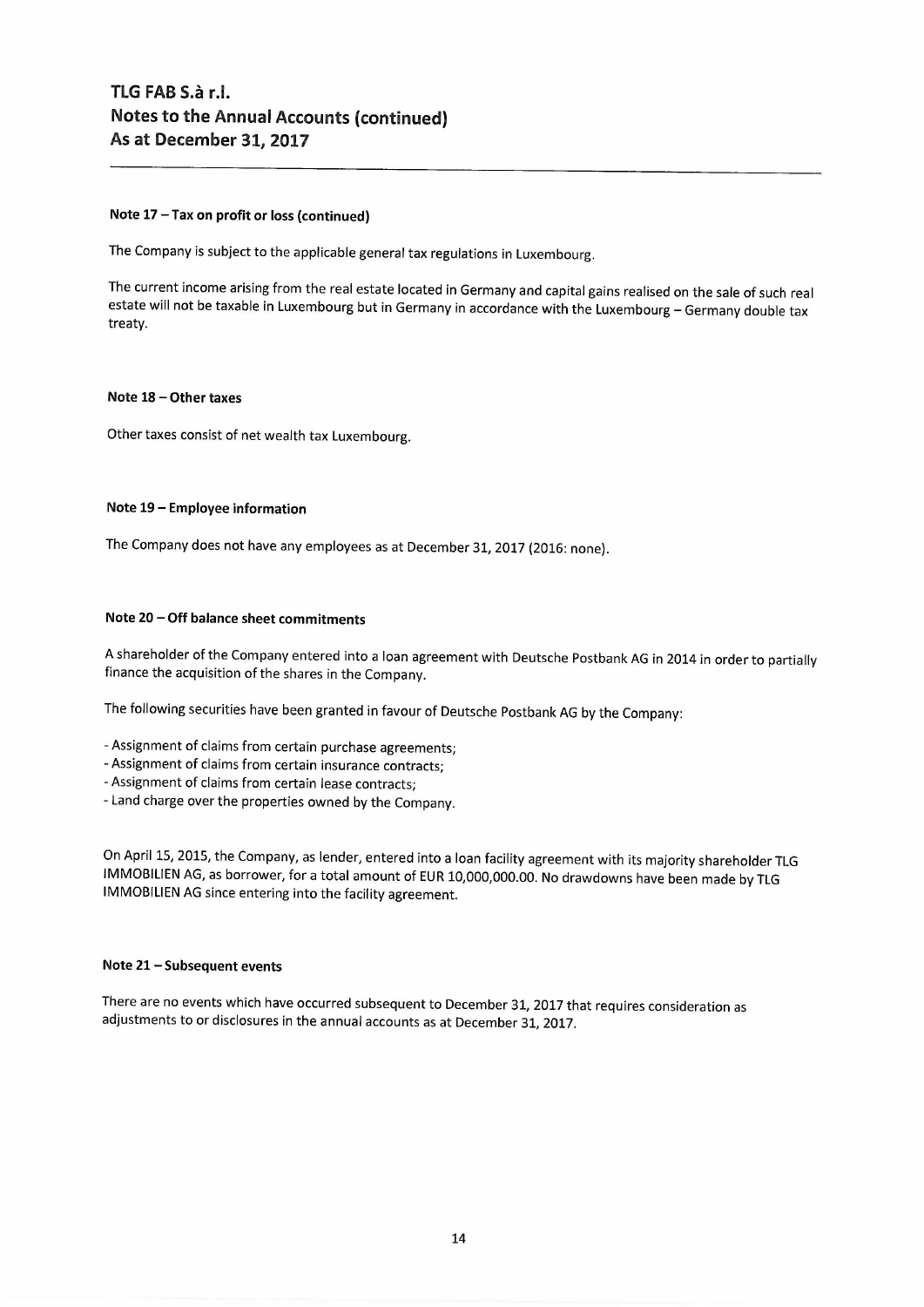# TLG FAB S.à r.l.
## Notes to the Annual Accounts (continued)
## As at December 31, 2017

### Note 17 – Tax on profit or loss (continued)

The Company is subject to the applicable general tax regulations in Luxembourg.

The current income arising from the real estate located in Germany and capital gains realised on the sale of such real estate will not be taxable in Luxembourg but in Germany in accordance with the Luxembourg – Germany double tax treaty.

### Note 18 – Other taxes

Other taxes consist of net wealth tax Luxembourg.

### Note 19 – Employee information

The Company does not have any employees as at December 31, 2017 (2016: none).

### Note 20 – Off balance sheet commitments

A shareholder of the Company entered into a loan agreement with Deutsche Postbank AG in 2014 in order to partially finance the acquisition of the shares in the Company.

The following securities have been granted in favour of Deutsche Postbank AG by the Company:

- Assignment of claims from certain purchase agreements;
- Assignment of claims from certain insurance contracts;
- Assignment of claims from certain lease contracts;
- Land charge over the properties owned by the Company.

On April 15, 2015, the Company, as lender, entered into a loan facility agreement with its majority shareholder TLG IMMOBILIEN AG, as borrower, for a total amount of EUR 10,000,000.00. No drawdowns have been made by TLG IMMOBILIEN AG since entering into the facility agreement.

### Note 21 – Subsequent events

There are no events which have occurred subsequent to December 31, 2017 that requires consideration as adjustments to or disclosures in the annual accounts as at December 31, 2017.